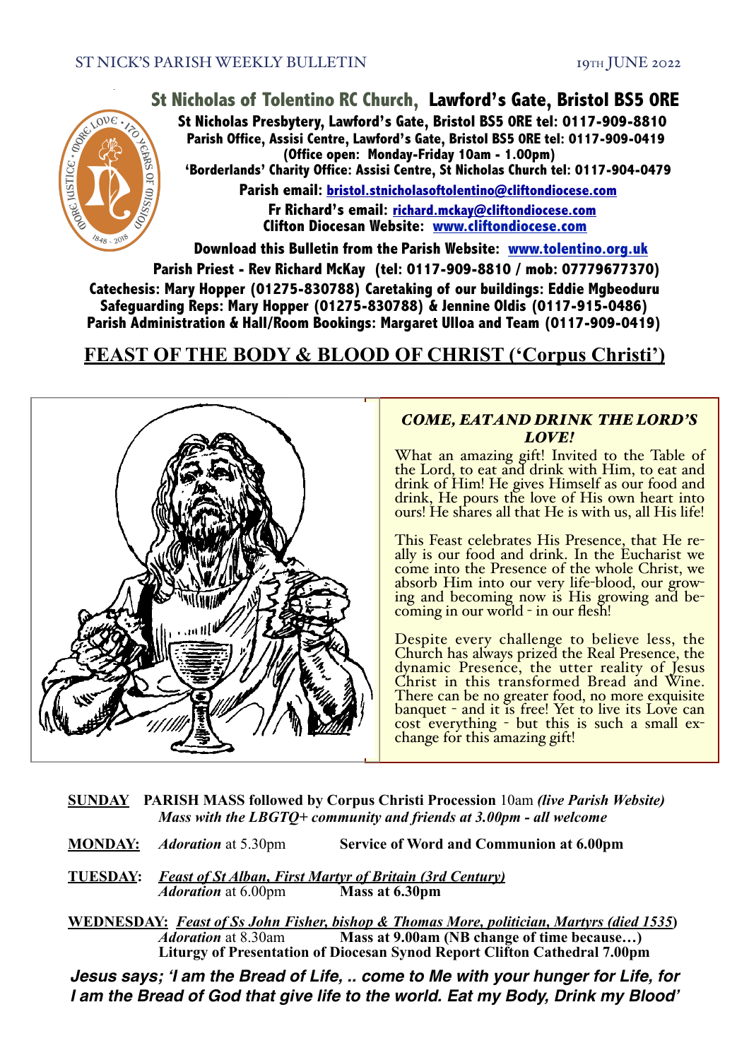St Nicholas of Tolentino RC Church, Lawford's Gate, Bristol BS5 0RE

**St Nicholas Presbytery, Lawford's Gate, Bristol BS5 0RE tel: 0117-909-8810**
**Parish Office, Assisi Centre, Lawford's Gate, Bristol BS5 0RE tel: 0117-909-0419**
**(Office open: Monday-Friday 10am - 1.00pm)**
**'Borderlands' Charity Office: Assisi Centre, St Nicholas Church tel: 0117-904-0479**
**Parish email: bristol.stnicholasoftolentino@cliftondiocese.com**
**Fr Richard's email: richard.mckay@cliftondiocese.com**
**Clifton Diocesan Website: www.cliftondiocese.com**

**Download this Bulletin from the Parish Website: www.tolentino.org.uk**

**Parish Priest - Rev Richard McKay (tel: 0117-909-8810 / mob: 07779677370)**
**Catechesis: Mary Hopper (01275-830788) Caretaking of our buildings: Eddie Mgbeoduru**
**Safeguarding Reps: Mary Hopper (01275-830788) & Jennine Oldis (0117-915-0486)**
**Parish Administration & Hall/Room Bookings: Margaret Ulloa and Team (0117-909-0419)**

# FEAST OF THE BODY & BLOOD OF CHRIST ('Corpus Christi')

### *COME, EAT AND DRINK THE LORD'S LOVE!*

What an amazing gift! Invited to the Table of the Lord, to eat and drink with Him, to eat and drink of Him! He gives Himself as our food and drink, He pours the love of His own heart into ours! He shares all that He is with us, all His life!

This Feast celebrates His Presence, that He really is our food and drink. In the Eucharist we come into the Presence of the whole Christ, we absorb Him into our very life-blood, our growing and becoming now is His growing and becoming in our world - in our flesh!

Despite every challenge to believe less, the Church has always prized the Real Presence, the dynamic Presence, the utter reality of Jesus Christ in this transformed Bread and Wine. There can be no greater food, no more exquisite banquet - and it is free! Yet to live its Love can cost everything - but this is such a small exchange for this amazing gift!

**SUNDAY** **PARISH MASS followed by Corpus Christi Procession** 10am *(live Parish Website)*
***Mass with the LBGTQ+ community and friends at 3.00pm - all welcome***

**MONDAY:** *Adoration* at 5.30pm **Service of Word and Communion at 6.00pm**

**TUESDAY:** ***Feast of St Alban, First Martyr of Britain (3rd Century)***
*Adoration* at 6.00pm **Mass at 6.30pm**

**WEDNESDAY:** ***Feast of Ss John Fisher, bishop & Thomas More, politician, Martyrs (died 1535)***
*Adoration* at 8.30am **Mass at 9.00am (NB change of time because…)**
**Liturgy of Presentation of Diocesan Synod Report Clifton Cathedral 7.00pm**

***Jesus says; 'I am the Bread of Life, .. come to Me with your hunger for Life, for I am the Bread of God that give life to the world. Eat my Body, Drink my Blood'***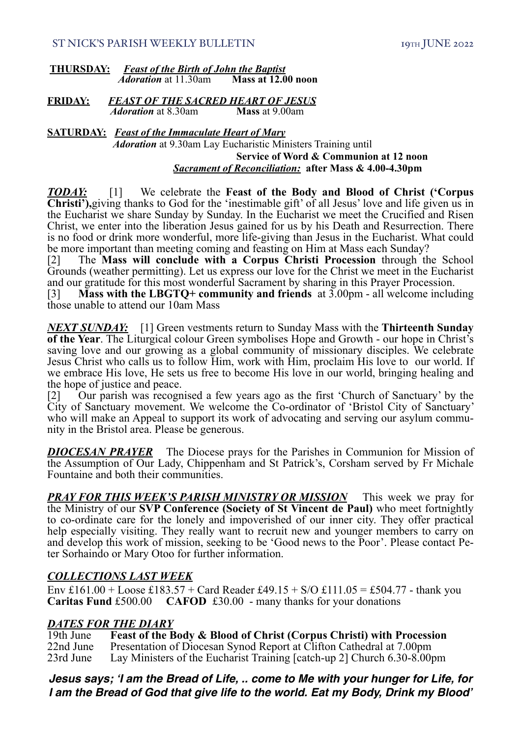**THURSDAY:** ***Feast of the Birth of John the Baptist***
*Adoration* at 11.30am **Mass at 12.00 noon**

**FRIDAY:** ***FEAST OF THE SACRED HEART OF JESUS***
*Adoration* at 8.30am **Mass** at 9.00am

**SATURDAY:** ***Feast of the Immaculate Heart of Mary***
*Adoration* at 9.30am Lay Eucharistic Ministers Training until
**Service of Word & Communion at 12 noon**
***Sacrament of Reconciliation:*** **after Mass & 4.00-4.30pm**

***TODAY:*** [1] We celebrate the **Feast of the Body and Blood of Christ ('Corpus Christi'),**giving thanks to God for the 'inestimable gift' of all Jesus' love and life given us in the Eucharist we share Sunday by Sunday. In the Eucharist we meet the Crucified and Risen Christ, we enter into the liberation Jesus gained for us by his Death and Resurrection. There is no food or drink more wonderful, more life-giving than Jesus in the Eucharist. What could be more important than meeting coming and feasting on Him at Mass each Sunday?
[2] The **Mass will conclude with a Corpus Christi Procession** through the School Grounds (weather permitting). Let us express our love for the Christ we meet in the Eucharist and our gratitude for this most wonderful Sacrament by sharing in this Prayer Procession.
[3] **Mass with the LBGTQ+ community and friends** at 3.00pm - all welcome including those unable to attend our 10am Mass

***NEXT SUNDAY:*** [1] Green vestments return to Sunday Mass with the **Thirteenth Sunday of the Year**. The Liturgical colour Green symbolises Hope and Growth - our hope in Christ's saving love and our growing as a global community of missionary disciples. We celebrate Jesus Christ who calls us to follow Him, work with Him, proclaim His love to our world. If we embrace His love, He sets us free to become His love in our world, bringing healing and the hope of justice and peace.
[2] Our parish was recognised a few years ago as the first 'Church of Sanctuary' by the City of Sanctuary movement. We welcome the Co-ordinator of 'Bristol City of Sanctuary' who will make an Appeal to support its work of advocating and serving our asylum community in the Bristol area. Please be generous.

***DIOCESAN PRAYER*** The Diocese prays for the Parishes in Communion for Mission of the Assumption of Our Lady, Chippenham and St Patrick's, Corsham served by Fr Michale Fountaine and both their communities.

***PRAY FOR THIS WEEK'S PARISH MINISTRY OR MISSION*** This week we pray for the Ministry of our **SVP Conference (Society of St Vincent de Paul)** who meet fortnightly to co-ordinate care for the lonely and impoverished of our inner city. They offer practical help especially visiting. They really want to recruit new and younger members to carry on and develop this work of mission, seeking to be 'Good news to the Poor'. Please contact Peter Sorhaindo or Mary Otoo for further information.

## ***COLLECTIONS LAST WEEK***

Env £161.00 + Loose £183.57 + Card Reader £49.15 + S/O £111.05 = £504.77 - thank you
**Caritas Fund** £500.00 **CAFOD** £30.00 - many thanks for your donations

## ***DATES FOR THE DIARY***

19th June **Feast of the Body & Blood of Christ (Corpus Christi) with Procession**
22nd June Presentation of Diocesan Synod Report at Clifton Cathedral at 7.00pm
23rd June Lay Ministers of the Eucharist Training [catch-up 2] Church 6.30-8.00pm

***Jesus says; 'I am the Bread of Life, .. come to Me with your hunger for Life, for I am the Bread of God that give life to the world. Eat my Body, Drink my Blood'***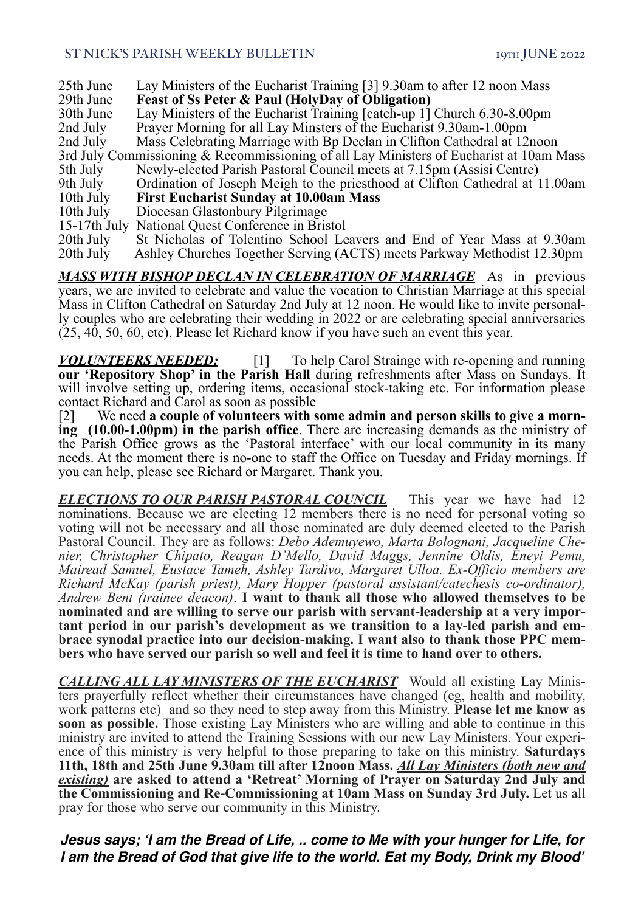| | |
|---|---|
| 25th June | Lay Ministers of the Eucharist Training [3] 9.30am to after 12 noon Mass |
| 29th June | **Feast of Ss Peter & Paul (HolyDay of Obligation)** |
| 30th June | Lay Ministers of the Eucharist Training [catch-up 1] Church 6.30-8.00pm |
| 2nd July | Prayer Morning for all Lay Minsters of the Eucharist 9.30am-1.00pm |
| 2nd July | Mass Celebrating Marriage with Bp Declan in Clifton Cathedral at 12noon |
| 3rd July | Commissioning & Recommissioning of all Lay Ministers of Eucharist at 10am Mass |
| 5th July | Newly-elected Parish Pastoral Council meets at 7.15pm (Assisi Centre) |
| 9th July | Ordination of Joseph Meigh to the priesthood at Clifton Cathedral at 11.00am |
| 10th July | **First Eucharist Sunday at 10.00am Mass** |
| 10th July | Diocesan Glastonbury Pilgrimage |
| 15-17th July | National Quest Conference in Bristol |
| 20th July | St Nicholas of Tolentino School Leavers and End of Year Mass at 9.30am |
| 20th July | Ashley Churches Together Serving (ACTS) meets Parkway Methodist 12.30pm |

***MASS WITH BISHOP DECLAN IN CELEBRATION OF MARRIAGE*** As in previous years, we are invited to celebrate and value the vocation to Christian Marriage at this special Mass in Clifton Cathedral on Saturday 2nd July at 12 noon. He would like to invite personally couples who are celebrating their wedding in 2022 or are celebrating special anniversaries (25, 40, 50, 60, etc). Please let Richard know if you have such an event this year.

***VOLUNTEERS NEEDED:*** [1] To help Carol Strainge with re-opening and running **our 'Repository Shop' in the Parish Hall** during refreshments after Mass on Sundays. It will involve setting up, ordering items, occasional stock-taking etc. For information please contact Richard and Carol as soon as possible

[2] We need **a couple of volunteers with some admin and person skills to give a morning (10.00-1.00pm) in the parish office**. There are increasing demands as the ministry of the Parish Office grows as the 'Pastoral interface' with our local community in its many needs. At the moment there is no-one to staff the Office on Tuesday and Friday mornings. If you can help, please see Richard or Margaret. Thank you.

***ELECTIONS TO OUR PARISH PASTORAL COUNCIL*** This year we have had 12 nominations. Because we are electing 12 members there is no need for personal voting so voting will not be necessary and all those nominated are duly deemed elected to the Parish Pastoral Council. They are as follows: *Debo Ademuyewo, Marta Bolognani, Jacqueline Chenier, Christopher Chipato, Reagan D'Mello, David Maggs, Jennine Oldis, Eneyi Pemu, Mairead Samuel, Eustace Tameh, Ashley Tardivo, Margaret Ulloa. Ex-Officio members are Richard McKay (parish priest), Mary Hopper (pastoral assistant/catechesis co-ordinator), Andrew Bent (trainee deacon)*. **I want to thank all those who allowed themselves to be nominated and are willing to serve our parish with servant-leadership at a very important period in our parish's development as we transition to a lay-led parish and embrace synodal practice into our decision-making. I want also to thank those PPC members who have served our parish so well and feel it is time to hand over to others.**

***CALLING ALL LAY MINISTERS OF THE EUCHARIST*** Would all existing Lay Ministers prayerfully reflect whether their circumstances have changed (eg, health and mobility, work patterns etc) and so they need to step away from this Ministry. **Please let me know as soon as possible.** Those existing Lay Ministers who are willing and able to continue in this ministry are invited to attend the Training Sessions with our new Lay Ministers. Your experience of this ministry is very helpful to those preparing to take on this ministry. **Saturdays 11th, 18th and 25th June 9.30am till after 12noon Mass. *All Lay Ministers (both new and existing)* are asked to attend a 'Retreat' Morning of Prayer on Saturday 2nd July and the Commissioning and Re-Commissioning at 10am Mass on Sunday 3rd July.** Let us all pray for those who serve our community in this Ministry.

***Jesus says; 'I am the Bread of Life, .. come to Me with your hunger for Life, for I am the Bread of God that give life to the world. Eat my Body, Drink my Blood'***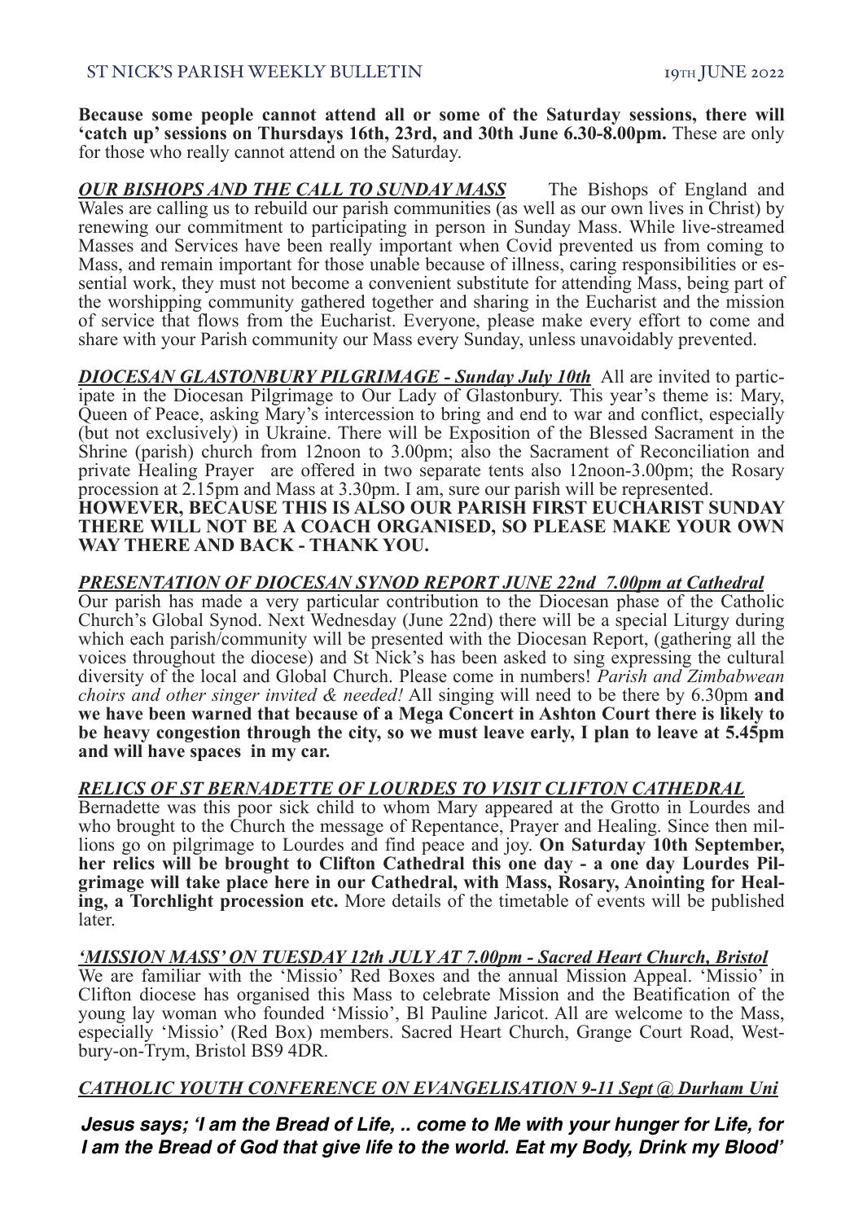**Because some people cannot attend all or some of the Saturday sessions, there will 'catch up' sessions on Thursdays 16th, 23rd, and 30th June 6.30-8.00pm.** These are only for those who really cannot attend on the Saturday.

***OUR BISHOPS AND THE CALL TO SUNDAY MASS*** The Bishops of England and Wales are calling us to rebuild our parish communities (as well as our own lives in Christ) by renewing our commitment to participating in person in Sunday Mass. While live-streamed Masses and Services have been really important when Covid prevented us from coming to Mass, and remain important for those unable because of illness, caring responsibilities or essential work, they must not become a convenient substitute for attending Mass, being part of the worshipping community gathered together and sharing in the Eucharist and the mission of service that flows from the Eucharist. Everyone, please make every effort to come and share with your Parish community our Mass every Sunday, unless unavoidably prevented.

***DIOCESAN GLASTONBURY PILGRIMAGE - Sunday July 10th*** All are invited to participate in the Diocesan Pilgrimage to Our Lady of Glastonbury. This year's theme is: Mary, Queen of Peace, asking Mary's intercession to bring and end to war and conflict, especially (but not exclusively) in Ukraine. There will be Exposition of the Blessed Sacrament in the Shrine (parish) church from 12noon to 3.00pm; also the Sacrament of Reconciliation and private Healing Prayer are offered in two separate tents also 12noon-3.00pm; the Rosary procession at 2.15pm and Mass at 3.30pm. I am, sure our parish will be represented.
**HOWEVER, BECAUSE THIS IS ALSO OUR PARISH FIRST EUCHARIST SUNDAY THERE WILL NOT BE A COACH ORGANISED, SO PLEASE MAKE YOUR OWN WAY THERE AND BACK - THANK YOU.**

***PRESENTATION OF DIOCESAN SYNOD REPORT JUNE 22nd 7.00pm at Cathedral***
Our parish has made a very particular contribution to the Diocesan phase of the Catholic Church's Global Synod. Next Wednesday (June 22nd) there will be a special Liturgy during which each parish/community will be presented with the Diocesan Report, (gathering all the voices throughout the diocese) and St Nick's has been asked to sing expressing the cultural diversity of the local and Global Church. Please come in numbers! *Parish and Zimbabwean choirs and other singer invited & needed!* All singing will need to be there by 6.30pm **and we have been warned that because of a Mega Concert in Ashton Court there is likely to be heavy congestion through the city, so we must leave early, I plan to leave at 5.45pm and will have spaces in my car.**

***RELICS OF ST BERNADETTE OF LOURDES TO VISIT CLIFTON CATHEDRAL***
Bernadette was this poor sick child to whom Mary appeared at the Grotto in Lourdes and who brought to the Church the message of Repentance, Prayer and Healing. Since then millions go on pilgrimage to Lourdes and find peace and joy. **On Saturday 10th September, her relics will be brought to Clifton Cathedral this one day - a one day Lourdes Pilgrimage will take place here in our Cathedral, with Mass, Rosary, Anointing for Healing, a Torchlight procession etc.** More details of the timetable of events will be published later.

***'MISSION MASS' ON TUESDAY 12th JULY AT 7.00pm - Sacred Heart Church, Bristol***
We are familiar with the 'Missio' Red Boxes and the annual Mission Appeal. 'Missio' in Clifton diocese has organised this Mass to celebrate Mission and the Beatification of the young lay woman who founded 'Missio', Bl Pauline Jaricot. All are welcome to the Mass, especially 'Missio' (Red Box) members. Sacred Heart Church, Grange Court Road, Westbury-on-Trym, Bristol BS9 4DR.

***CATHOLIC YOUTH CONFERENCE ON EVANGELISATION 9-11 Sept @ Durham Uni***

***Jesus says; 'I am the Bread of Life, .. come to Me with your hunger for Life, for I am the Bread of God that give life to the world. Eat my Body, Drink my Blood'***